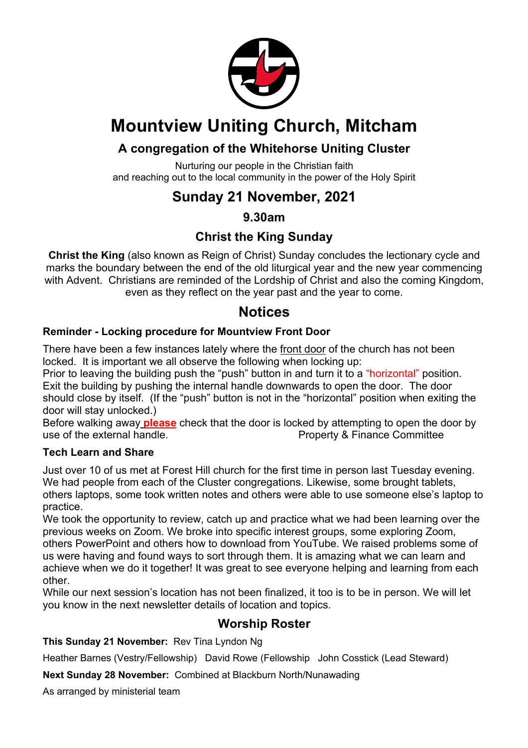# Mountview Uniting Church, Mitcham

## A congregation of the Whitehorse Uniting Cluster

Nurturing our people in the Christian faith
and reaching out to the local community in the power of the Holy Spirit

## Sunday 21 November, 2021

### 9.30am

### Christ the King Sunday

**Christ the King** (also known as Reign of Christ) Sunday concludes the lectionary cycle and marks the boundary between the end of the old liturgical year and the new year commencing with Advent. Christians are reminded of the Lordship of Christ and also the coming Kingdom, even as they reflect on the year past and the year to come.

## Notices

**Reminder - Locking procedure for Mountview Front Door**

There have been a few instances lately where the front door of the church has not been locked. It is important we all observe the following when locking up:
Prior to leaving the building push the "push" button in and turn it to a "horizontal" position. Exit the building by pushing the internal handle downwards to open the door. The door should close by itself. (If the "push" button is not in the "horizontal" position when exiting the door will stay unlocked.)
Before walking away **please** check that the door is locked by attempting to open the door by use of the external handle. Property & Finance Committee

**Tech Learn and Share**

Just over 10 of us met at Forest Hill church for the first time in person last Tuesday evening. We had people from each of the Cluster congregations. Likewise, some brought tablets, others laptops, some took written notes and others were able to use someone else's laptop to practice.
We took the opportunity to review, catch up and practice what we had been learning over the previous weeks on Zoom. We broke into specific interest groups, some exploring Zoom, others PowerPoint and others how to download from YouTube. We raised problems some of us were having and found ways to sort through them. It is amazing what we can learn and achieve when we do it together! It was great to see everyone helping and learning from each other.
While our next session's location has not been finalized, it too is to be in person. We will let you know in the next newsletter details of location and topics.

### Worship Roster

**This Sunday 21 November:** Rev Tina Lyndon Ng

Heather Barnes (Vestry/Fellowship) David Rowe (Fellowship John Cosstick (Lead Steward)

**Next Sunday 28 November:** Combined at Blackburn North/Nunawading

As arranged by ministerial team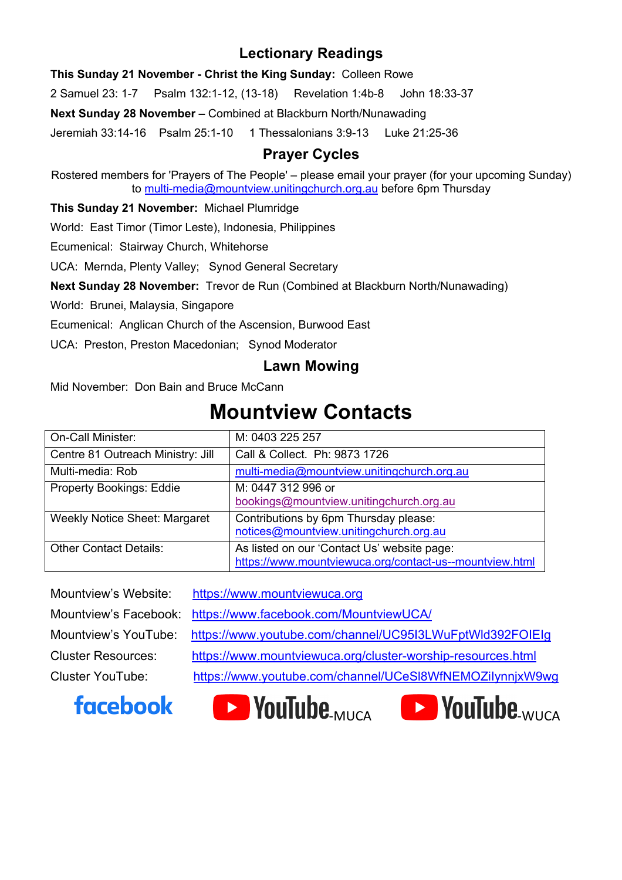## Lectionary Readings

**This Sunday 21 November - Christ the King Sunday:** Colleen Rowe

2 Samuel 23: 1-7 Psalm 132:1-12, (13-18) Revelation 1:4b-8 John 18:33-37

**Next Sunday 28 November –** Combined at Blackburn North/Nunawading

Jeremiah 33:14-16 Psalm 25:1-10 1 Thessalonians 3:9-13 Luke 21:25-36

## Prayer Cycles

Rostered members for 'Prayers of The People' – please email your prayer (for your upcoming Sunday) to multi-media@mountview.unitingchurch.org.au before 6pm Thursday

**This Sunday 21 November:** Michael Plumridge

World: East Timor (Timor Leste), Indonesia, Philippines

Ecumenical: Stairway Church, Whitehorse

UCA: Mernda, Plenty Valley; Synod General Secretary

**Next Sunday 28 November:** Trevor de Run (Combined at Blackburn North/Nunawading)

World: Brunei, Malaysia, Singapore

Ecumenical: Anglican Church of the Ascension, Burwood East

UCA: Preston, Preston Macedonian; Synod Moderator

## Lawn Mowing

Mid November: Don Bain and Bruce McCann

# Mountview Contacts

| | |
|---|---|
| On-Call Minister: | M: 0403 225 257 |
| Centre 81 Outreach Ministry: Jill | Call & Collect. Ph: 9873 1726 |
| Multi-media: Rob | multi-media@mountview.unitingchurch.org.au |
| Property Bookings: Eddie | M: 0447 312 996 or bookings@mountview.unitingchurch.org.au |
| Weekly Notice Sheet: Margaret | Contributions by 6pm Thursday please: notices@mountview.unitingchurch.org.au |
| Other Contact Details: | As listed on our 'Contact Us' website page: https://www.mountviewuca.org/contact-us--mountview.html |

Mountview's Website: https://www.mountviewuca.org

Mountview's Facebook: https://www.facebook.com/MountviewUCA/

Mountview's YouTube: https://www.youtube.com/channel/UC95I3LWuFptWld392FOIEIg

Cluster Resources: https://www.mountviewuca.org/cluster-worship-resources.html

Cluster YouTube: https://www.youtube.com/channel/UCeSl8WfNEMOZiIynnjxW9wg

facebook YouTube-MUCA YouTube-WUCA